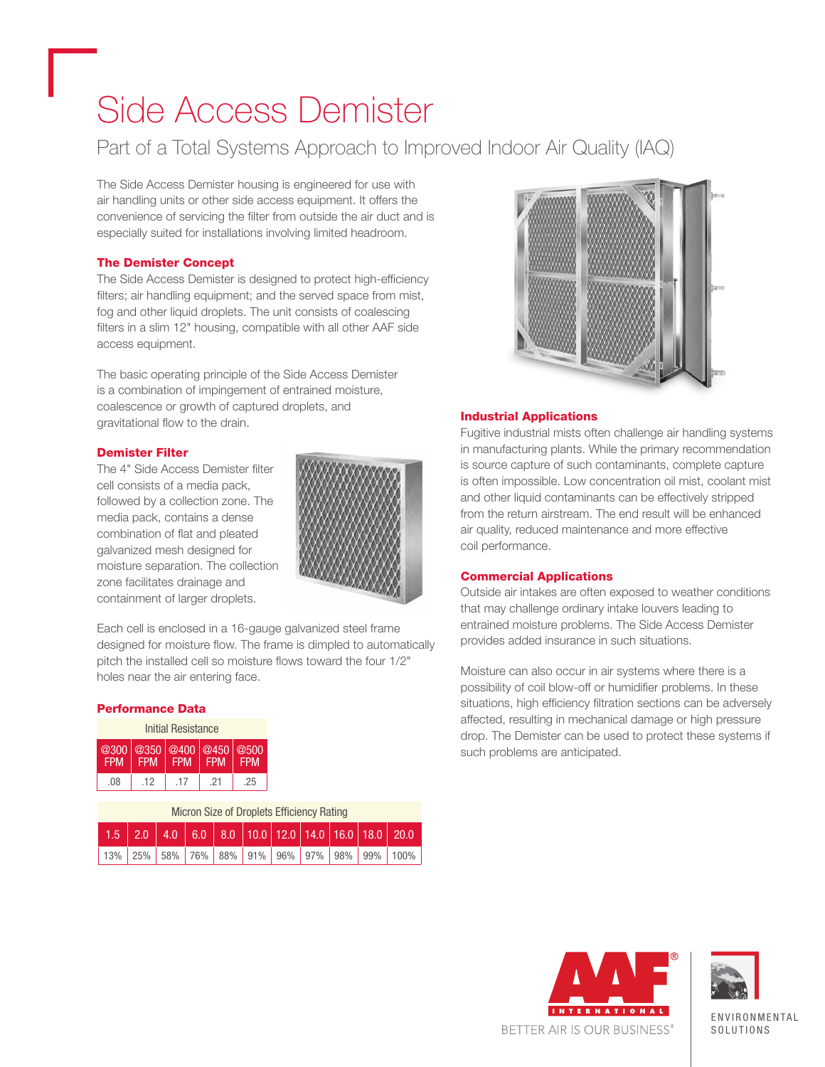# Side Access Demister

## Part of a Total Systems Approach to Improved Indoor Air Quality (IAQ)

The Side Access Demister housing is engineered for use with air handling units or other side access equipment. It offers the convenience of servicing the filter from outside the air duct and is especially suited for installations involving limited headroom.

### The Demister Concept

The Side Access Demister is designed to protect high-efficiency filters; air handling equipment; and the served space from mist, fog and other liquid droplets. The unit consists of coalescing filters in a slim 12" housing, compatible with all other AAF side access equipment.

The basic operating principle of the Side Access Demister is a combination of impingement of entrained moisture, coalescence or growth of captured droplets, and gravitational flow to the drain.

### Demister Filter

The 4" Side Access Demister filter cell consists of a media pack, followed by a collection zone. The media pack, contains a dense combination of flat and pleated galvanized mesh designed for moisture separation. The collection zone facilitates drainage and containment of larger droplets.

Each cell is enclosed in a 16-gauge galvanized steel frame designed for moisture flow. The frame is dimpled to automatically pitch the installed cell so moisture flows toward the four 1/2" holes near the air entering face.

### Performance Data

| Initial Resistance | | | | |
|---|---|---|---|---|
| @300 FPM | @350 FPM | @400 FPM | @450 FPM | @500 FPM |
| .08 | .12 | .17 | .21 | .25 |

| Micron Size of Droplets Efficiency Rating | | | | | | | | | | |
|---|---|---|---|---|---|---|---|---|---|---|
| 1.5 | 2.0 | 4.0 | 6.0 | 8.0 | 10.0 | 12.0 | 14.0 | 16.0 | 18.0 | 20.0 |
| 13% | 25% | 58% | 76% | 88% | 91% | 96% | 97% | 98% | 99% | 100% |

### Industrial Applications

Fugitive industrial mists often challenge air handling systems in manufacturing plants. While the primary recommendation is source capture of such contaminants, complete capture is often impossible. Low concentration oil mist, coolant mist and other liquid contaminants can be effectively stripped from the return airstream. The end result will be enhanced air quality, reduced maintenance and more effective coil performance.

### Commercial Applications

Outside air intakes are often exposed to weather conditions that may challenge ordinary intake louvers leading to entrained moisture problems. The Side Access Demister provides added insurance in such situations.

Moisture can also occur in air systems where there is a possibility of coil blow-off or humidifier problems. In these situations, high efficiency filtration sections can be adversely affected, resulting in mechanical damage or high pressure drop. The Demister can be used to protect these systems if such problems are anticipated.

AAF INTERNATIONAL

BETTER AIR IS OUR BUSINESS®

ENVIRONMENTAL SOLUTIONS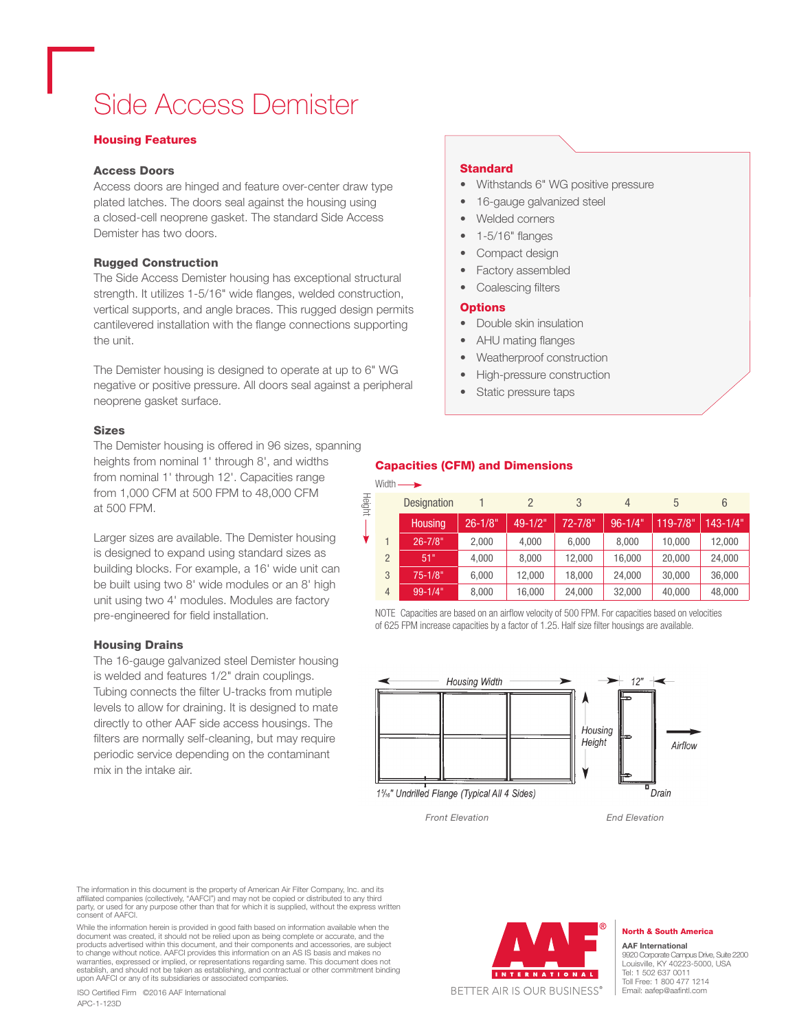# Side Access Demister

## Housing Features

### Access Doors

Access doors are hinged and feature over-center draw type plated latches. The doors seal against the housing using a closed-cell neoprene gasket. The standard Side Access Demister has two doors.

### Rugged Construction

The Side Access Demister housing has exceptional structural strength. It utilizes 1-5/16" wide flanges, welded construction, vertical supports, and angle braces. This rugged design permits cantilevered installation with the flange connections supporting the unit.

The Demister housing is designed to operate at up to 6" WG negative or positive pressure. All doors seal against a peripheral neoprene gasket surface.

### Sizes

The Demister housing is offered in 96 sizes, spanning heights from nominal 1' through 8', and widths from nominal 1' through 12'. Capacities range from 1,000 CFM at 500 FPM to 48,000 CFM at 500 FPM.

Larger sizes are available. The Demister housing is designed to expand using standard sizes as building blocks. For example, a 16' wide unit can be built using two 8' wide modules or an 8' high unit using two 4' modules. Modules are factory pre-engineered for field installation.

### Housing Drains

The 16-gauge galvanized steel Demister housing is welded and features 1/2" drain couplings. Tubing connects the filter U-tracks from mutiple levels to allow for draining. It is designed to mate directly to other AAF side access housings. The filters are normally self-cleaning, but may require periodic service depending on the contaminant mix in the intake air.

### Standard

- Withstands 6" WG positive pressure
- 16-gauge galvanized steel
- Welded corners
- 1-5/16" flanges
- Compact design
- Factory assembled
- Coalescing filters

### Options

- Double skin insulation
- AHU mating flanges
- Weatherproof construction
- High-pressure construction
- Static pressure taps

## Capacities (CFM) and Dimensions

Width →
Height ↓

| | Designation | 1 | 2 | 3 | 4 | 5 | 6 |
|---|---|---|---|---|---|---|---|
| | Housing | 26-1/8" | 49-1/2" | 72-7/8" | 96-1/4" | 119-7/8" | 143-1/4" |
| 1 | 26-7/8" | 2,000 | 4,000 | 6,000 | 8,000 | 10,000 | 12,000 |
| 2 | 51" | 4,000 | 8,000 | 12,000 | 16,000 | 20,000 | 24,000 |
| 3 | 75-1/8" | 6,000 | 12,000 | 18,000 | 24,000 | 30,000 | 36,000 |
| 4 | 99-1/4" | 8,000 | 16,000 | 24,000 | 32,000 | 40,000 | 48,000 |

NOTE Capacities are based on an airflow velocity of 500 FPM. For capacities based on velocities of 625 FPM increase capacities by a factor of 1.25. Half size filter housings are available.

Housing Width
Housing Height
12"
Airflow
1-5/16" Undrilled Flange (Typical All 4 Sides)
Drain

Front Elevation

End Elevation

The information in this document is the property of American Air Filter Company, Inc. and its affiliated companies (collectively, "AAFCI") and may not be copied or distributed to any third party, or used for any purpose other than that for which it is supplied, without the express written consent of AAFCI.

While the information herein is provided in good faith based on information available when the document was created, it should not be relied upon as being complete or accurate, and the products advertised within this document, and their components and accessories, are subject to change without notice. AAFCI provides this information on an AS IS basis and makes no warranties, expressed or implied, or representations regarding same. This document does not establish, and should not be taken as establishing, any contractual or other commitment binding upon AAFCI or any of its subsidiaries or associated companies.

ISO Certified Firm ©2016 AAF International

APC-1-123D

AAF INTERNATIONAL®

BETTER AIR IS OUR BUSINESS®

**North & South America**

**AAF International**
9920 Corporate Campus Drive, Suite 2200
Louisville, KY 40223-5000, USA
Tel: 1 502 637 0011
Toll Free: 1 800 477 1214
Email: aafep@aafintl.com